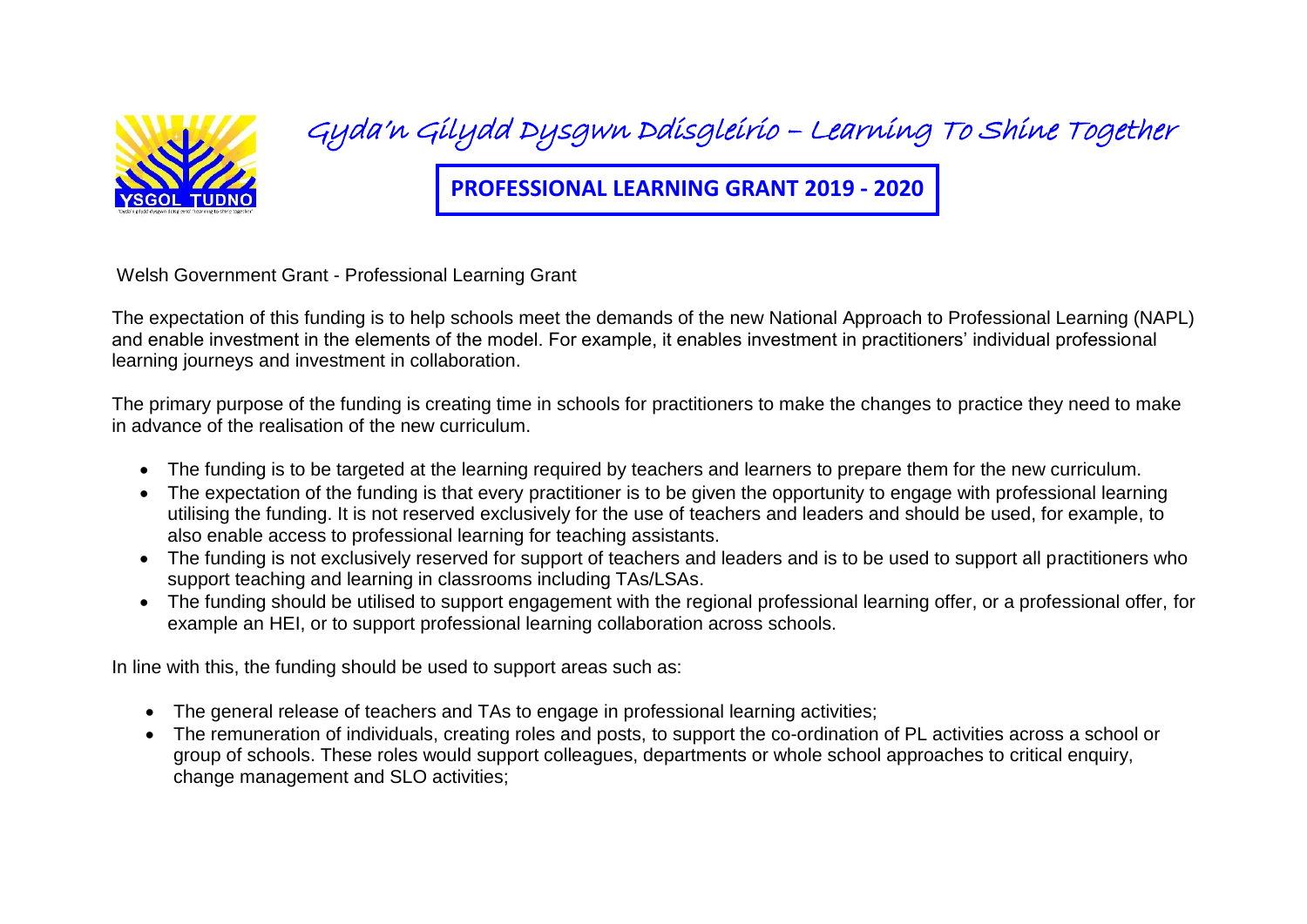# Gyda'n Gilydd Dysgwn Ddisgleirio – Learning To Shine Together

## PROFESSIONAL LEARNING GRANT 2019 - 2020

Welsh Government Grant - Professional Learning Grant

The expectation of this funding is to help schools meet the demands of the new National Approach to Professional Learning (NAPL) and enable investment in the elements of the model. For example, it enables investment in practitioners' individual professional learning journeys and investment in collaboration.

The primary purpose of the funding is creating time in schools for practitioners to make the changes to practice they need to make in advance of the realisation of the new curriculum.

- The funding is to be targeted at the learning required by teachers and learners to prepare them for the new curriculum.
- The expectation of the funding is that every practitioner is to be given the opportunity to engage with professional learning utilising the funding. It is not reserved exclusively for the use of teachers and leaders and should be used, for example, to also enable access to professional learning for teaching assistants.
- The funding is not exclusively reserved for support of teachers and leaders and is to be used to support all practitioners who support teaching and learning in classrooms including TAs/LSAs.
- The funding should be utilised to support engagement with the regional professional learning offer, or a professional offer, for example an HEI, or to support professional learning collaboration across schools.

In line with this, the funding should be used to support areas such as:

- The general release of teachers and TAs to engage in professional learning activities;
- The remuneration of individuals, creating roles and posts, to support the co-ordination of PL activities across a school or group of schools. These roles would support colleagues, departments or whole school approaches to critical enquiry, change management and SLO activities;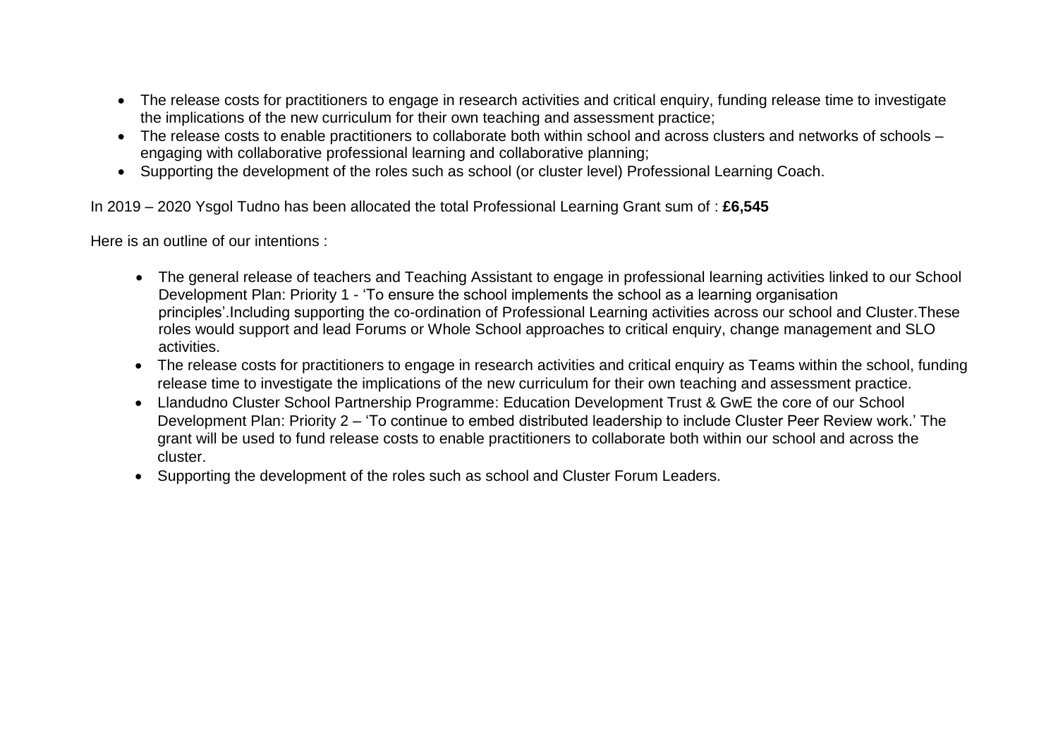- The release costs for practitioners to engage in research activities and critical enquiry, funding release time to investigate the implications of the new curriculum for their own teaching and assessment practice;
- The release costs to enable practitioners to collaborate both within school and across clusters and networks of schools – engaging with collaborative professional learning and collaborative planning;
- Supporting the development of the roles such as school (or cluster level) Professional Learning Coach.

In 2019 – 2020 Ysgol Tudno has been allocated the total Professional Learning Grant sum of : **£6,545**

Here is an outline of our intentions :

- The general release of teachers and Teaching Assistant to engage in professional learning activities linked to our School Development Plan: Priority 1 - 'To ensure the school implements the school as a learning organisation principles'.Including supporting the co-ordination of Professional Learning activities across our school and Cluster.These roles would support and lead Forums or Whole School approaches to critical enquiry, change management and SLO activities.
- The release costs for practitioners to engage in research activities and critical enquiry as Teams within the school, funding release time to investigate the implications of the new curriculum for their own teaching and assessment practice.
- Llandudno Cluster School Partnership Programme: Education Development Trust & GwE the core of our School Development Plan: Priority 2 – 'To continue to embed distributed leadership to include Cluster Peer Review work.' The grant will be used to fund release costs to enable practitioners to collaborate both within our school and across the cluster.
- Supporting the development of the roles such as school and Cluster Forum Leaders.